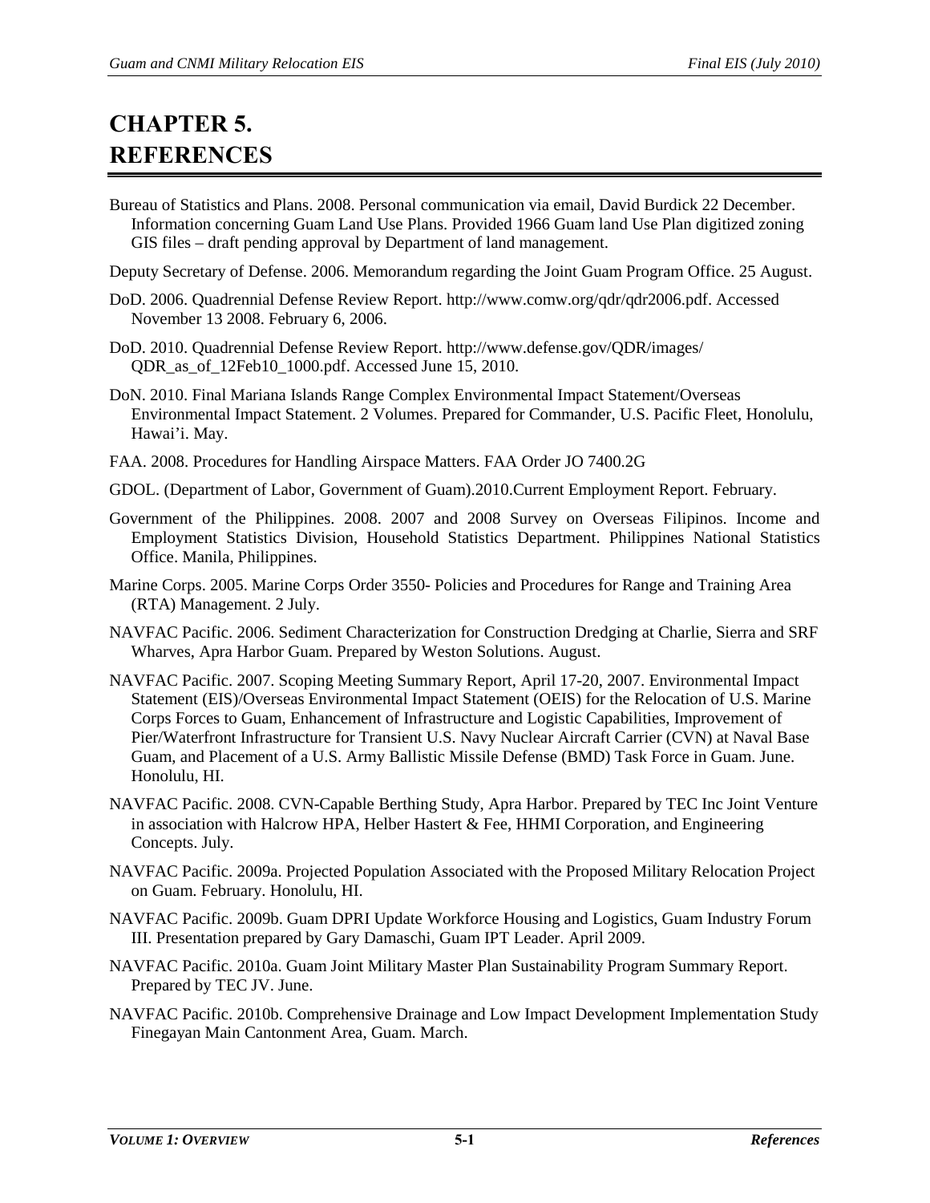# CHAPTER 5. REFERENCES

Bureau of Statistics and Plans. 2008. Personal communication via email, David Burdick 22 December. Information concerning Guam Land Use Plans. Provided 1966 Guam land Use Plan digitized zoning GIS files – draft pending approval by Department of land management.

Deputy Secretary of Defense. 2006. Memorandum regarding the Joint Guam Program Office. 25 August.

DoD. 2006. Quadrennial Defense Review Report. http://www.comw.org/qdr/qdr2006.pdf. Accessed November 13 2008. February 6, 2006.

DoD. 2010. Quadrennial Defense Review Report. http://www.defense.gov/QDR/images/QDR_as_of_12Feb10_1000.pdf. Accessed June 15, 2010.

DoN. 2010. Final Mariana Islands Range Complex Environmental Impact Statement/Overseas Environmental Impact Statement. 2 Volumes. Prepared for Commander, U.S. Pacific Fleet, Honolulu, Hawai'i. May.

FAA. 2008. Procedures for Handling Airspace Matters. FAA Order JO 7400.2G

GDOL. (Department of Labor, Government of Guam).2010.Current Employment Report. February.

Government of the Philippines. 2008. 2007 and 2008 Survey on Overseas Filipinos. Income and Employment Statistics Division, Household Statistics Department. Philippines National Statistics Office. Manila, Philippines.

Marine Corps. 2005. Marine Corps Order 3550- Policies and Procedures for Range and Training Area (RTA) Management. 2 July.

NAVFAC Pacific. 2006. Sediment Characterization for Construction Dredging at Charlie, Sierra and SRF Wharves, Apra Harbor Guam. Prepared by Weston Solutions. August.

NAVFAC Pacific. 2007. Scoping Meeting Summary Report, April 17-20, 2007. Environmental Impact Statement (EIS)/Overseas Environmental Impact Statement (OEIS) for the Relocation of U.S. Marine Corps Forces to Guam, Enhancement of Infrastructure and Logistic Capabilities, Improvement of Pier/Waterfront Infrastructure for Transient U.S. Navy Nuclear Aircraft Carrier (CVN) at Naval Base Guam, and Placement of a U.S. Army Ballistic Missile Defense (BMD) Task Force in Guam. June. Honolulu, HI.

NAVFAC Pacific. 2008. CVN-Capable Berthing Study, Apra Harbor. Prepared by TEC Inc Joint Venture in association with Halcrow HPA, Helber Hastert & Fee, HHMI Corporation, and Engineering Concepts. July.

NAVFAC Pacific. 2009a. Projected Population Associated with the Proposed Military Relocation Project on Guam. February. Honolulu, HI.

NAVFAC Pacific. 2009b. Guam DPRI Update Workforce Housing and Logistics, Guam Industry Forum III. Presentation prepared by Gary Damaschi, Guam IPT Leader. April 2009.

NAVFAC Pacific. 2010a. Guam Joint Military Master Plan Sustainability Program Summary Report. Prepared by TEC JV. June.

NAVFAC Pacific. 2010b. Comprehensive Drainage and Low Impact Development Implementation Study Finegayan Main Cantonment Area, Guam. March.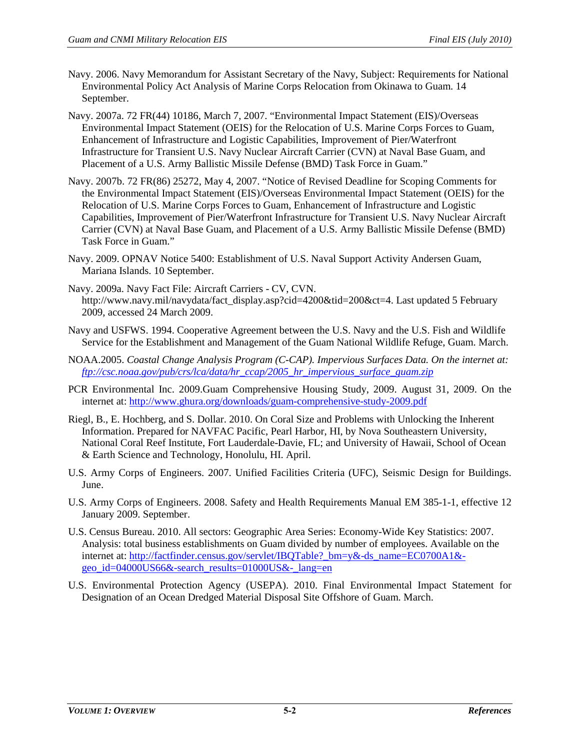Navy. 2006. Navy Memorandum for Assistant Secretary of the Navy, Subject: Requirements for National Environmental Policy Act Analysis of Marine Corps Relocation from Okinawa to Guam. 14 September.

Navy. 2007a. 72 FR(44) 10186, March 7, 2007. "Environmental Impact Statement (EIS)/Overseas Environmental Impact Statement (OEIS) for the Relocation of U.S. Marine Corps Forces to Guam, Enhancement of Infrastructure and Logistic Capabilities, Improvement of Pier/Waterfront Infrastructure for Transient U.S. Navy Nuclear Aircraft Carrier (CVN) at Naval Base Guam, and Placement of a U.S. Army Ballistic Missile Defense (BMD) Task Force in Guam."

Navy. 2007b. 72 FR(86) 25272, May 4, 2007. "Notice of Revised Deadline for Scoping Comments for the Environmental Impact Statement (EIS)/Overseas Environmental Impact Statement (OEIS) for the Relocation of U.S. Marine Corps Forces to Guam, Enhancement of Infrastructure and Logistic Capabilities, Improvement of Pier/Waterfront Infrastructure for Transient U.S. Navy Nuclear Aircraft Carrier (CVN) at Naval Base Guam, and Placement of a U.S. Army Ballistic Missile Defense (BMD) Task Force in Guam."

Navy. 2009. OPNAV Notice 5400: Establishment of U.S. Naval Support Activity Andersen Guam, Mariana Islands. 10 September.

Navy. 2009a. Navy Fact File: Aircraft Carriers - CV, CVN. http://www.navy.mil/navydata/fact_display.asp?cid=4200&tid=200&ct=4. Last updated 5 February 2009, accessed 24 March 2009.

Navy and USFWS. 1994. Cooperative Agreement between the U.S. Navy and the U.S. Fish and Wildlife Service for the Establishment and Management of the Guam National Wildlife Refuge, Guam. March.

NOAA.2005. *Coastal Change Analysis Program (C-CAP). Impervious Surfaces Data. On the internet at: ftp://csc.noaa.gov/pub/crs/lca/data/hr_ccap/2005_hr_impervious_surface_guam.zip*

PCR Environmental Inc. 2009.Guam Comprehensive Housing Study, 2009. August 31, 2009. On the internet at: http://www.ghura.org/downloads/guam-comprehensive-study-2009.pdf

Riegl, B., E. Hochberg, and S. Dollar. 2010. On Coral Size and Problems with Unlocking the Inherent Information. Prepared for NAVFAC Pacific, Pearl Harbor, HI, by Nova Southeastern University, National Coral Reef Institute, Fort Lauderdale-Davie, FL; and University of Hawaii, School of Ocean & Earth Science and Technology, Honolulu, HI. April.

U.S. Army Corps of Engineers. 2007. Unified Facilities Criteria (UFC), Seismic Design for Buildings. June.

U.S. Army Corps of Engineers. 2008. Safety and Health Requirements Manual EM 385-1-1, effective 12 January 2009. September.

U.S. Census Bureau. 2010. All sectors: Geographic Area Series: Economy-Wide Key Statistics: 2007. Analysis: total business establishments on Guam divided by number of employees. Available on the internet at: http://factfinder.census.gov/servlet/IBQTable?_bm=y&-ds_name=EC0700A1&-geo_id=04000US66&-search_results=01000US&-_lang=en

U.S. Environmental Protection Agency (USEPA). 2010. Final Environmental Impact Statement for Designation of an Ocean Dredged Material Disposal Site Offshore of Guam. March.